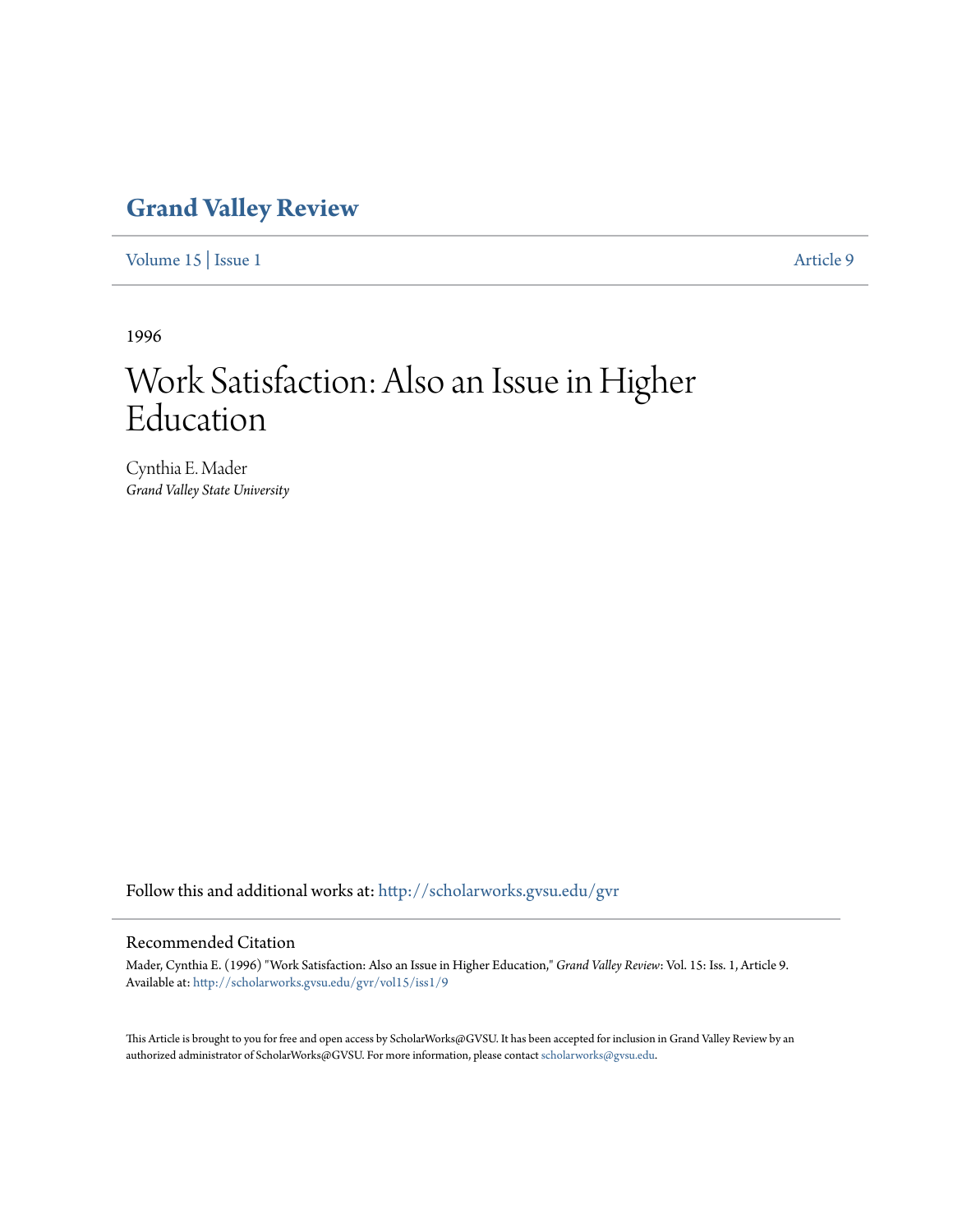# Grand Valley Review

Volume 15 | Issue 1 Article 9

1996

## Work Satisfaction: Also an Issue in Higher Education

Cynthia E. Mader
*Grand Valley State University*

Follow this and additional works at: http://scholarworks.gvsu.edu/gvr

### Recommended Citation

Mader, Cynthia E. (1996) "Work Satisfaction: Also an Issue in Higher Education," *Grand Valley Review*: Vol. 15: Iss. 1, Article 9.
Available at: http://scholarworks.gvsu.edu/gvr/vol15/iss1/9

This Article is brought to you for free and open access by ScholarWorks@GVSU. It has been accepted for inclusion in Grand Valley Review by an authorized administrator of ScholarWorks@GVSU. For more information, please contact scholarworks@gvsu.edu.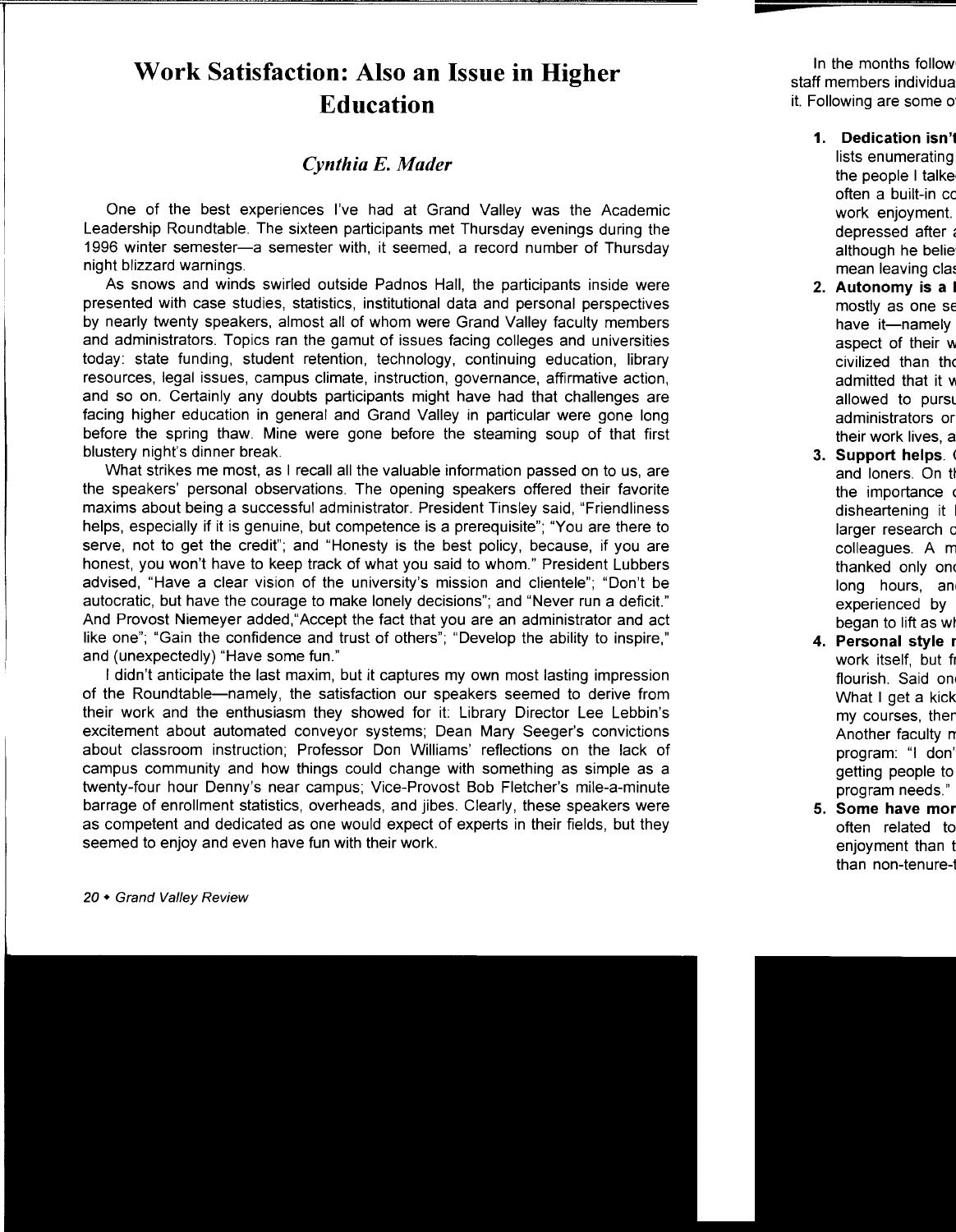# Work Satisfaction: Also an Issue in Higher Education

*Cynthia E. Mader*

One of the best experiences I've had at Grand Valley was the Academic Leadership Roundtable. The sixteen participants met Thursday evenings during the 1996 winter semester—a semester with, it seemed, a record number of Thursday night blizzard warnings.

As snows and winds swirled outside Padnos Hall, the participants inside were presented with case studies, statistics, institutional data and personal perspectives by nearly twenty speakers, almost all of whom were Grand Valley faculty members and administrators. Topics ran the gamut of issues facing colleges and universities today: state funding, student retention, technology, continuing education, library resources, legal issues, campus climate, instruction, governance, affirmative action, and so on. Certainly any doubts participants might have had that challenges are facing higher education in general and Grand Valley in particular were gone long before the spring thaw. Mine were gone before the steaming soup of that first blustery night's dinner break.

What strikes me most, as I recall all the valuable information passed on to us, are the speakers' personal observations. The opening speakers offered their favorite maxims about being a successful administrator. President Tinsley said, "Friendliness helps, especially if it is genuine, but competence is a prerequisite"; "You are there to serve, not to get the credit"; and "Honesty is the best policy, because, if you are honest, you won't have to keep track of what you said to whom." President Lubbers advised, "Have a clear vision of the university's mission and clientele"; "Don't be autocratic, but have the courage to make lonely decisions"; and "Never run a deficit." And Provost Niemeyer added,"Accept the fact that you are an administrator and act like one"; "Gain the confidence and trust of others"; "Develop the ability to inspire," and (unexpectedly) "Have some fun."

I didn't anticipate the last maxim, but it captures my own most lasting impression of the Roundtable—namely, the satisfaction our speakers seemed to derive from their work and the enthusiasm they showed for it: Library Director Lee Lebbin's excitement about automated conveyor systems; Dean Mary Seeger's convictions about classroom instruction; Professor Don Williams' reflections on the lack of campus community and how things could change with something as simple as a twenty-four hour Denny's near campus; Vice-Provost Bob Fletcher's mile-a-minute barrage of enrollment statistics, overheads, and jibes. Clearly, these speakers were as competent and dedicated as one would expect of experts in their fields, but they seemed to enjoy and even have fun with their work.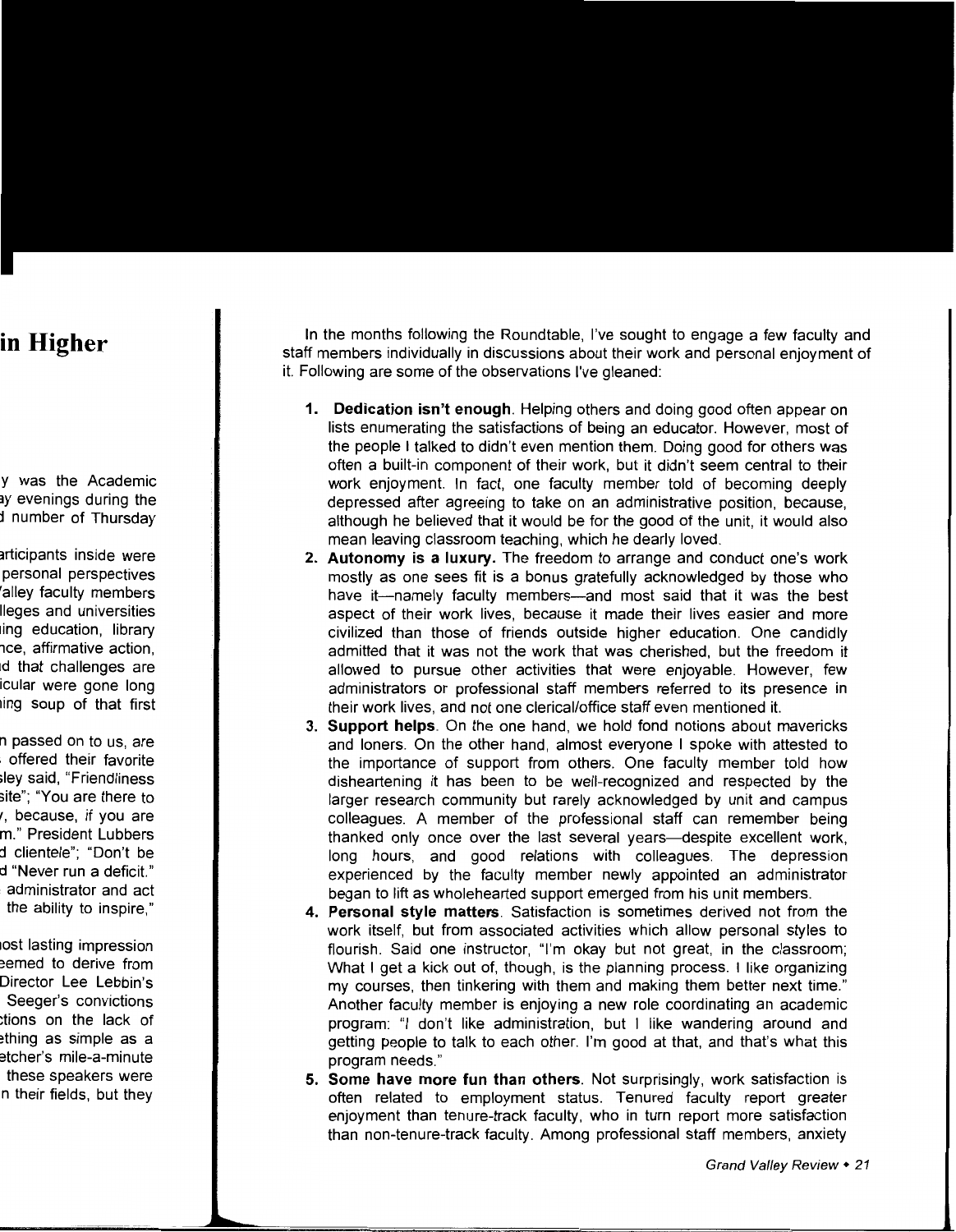In the months following the Roundtable, I've sought to engage a few faculty and staff members individually in discussions about their work and personal enjoyment of it. Following are some of the observations I've gleaned:

1. **Dedication isn't enough**. Helping others and doing good often appear on lists enumerating the satisfactions of being an educator. However, most of the people I talked to didn't even mention them. Doing good for others was often a built-in component of their work, but it didn't seem central to their work enjoyment. In fact, one faculty member told of becoming deeply depressed after agreeing to take on an administrative position, because, although he believed that it would be for the good of the unit, it would also mean leaving classroom teaching, which he dearly loved.
2. **Autonomy is a luxury.** The freedom to arrange and conduct one's work mostly as one sees fit is a bonus gratefully acknowledged by those who have it—namely faculty members—and most said that it was the best aspect of their work lives, because it made their lives easier and more civilized than those of friends outside higher education. One candidly admitted that it was not the work that was cherished, but the freedom it allowed to pursue other activities that were enjoyable. However, few administrators or professional staff members referred to its presence in their work lives, and not one clerical/office staff even mentioned it.
3. **Support helps**. On the one hand, we hold fond notions about mavericks and loners. On the other hand, almost everyone I spoke with attested to the importance of support from others. One faculty member told how disheartening it has been to be well-recognized and respected by the larger research community but rarely acknowledged by unit and campus colleagues. A member of the professional staff can remember being thanked only once over the last several years—despite excellent work, long hours, and good relations with colleagues. The depression experienced by the faculty member newly appointed an administrator began to lift as wholehearted support emerged from his unit members.
4. **Personal style matters**. Satisfaction is sometimes derived not from the work itself, but from associated activities which allow personal styles to flourish. Said one instructor, "I'm okay but not great, in the classroom; What I get a kick out of, though, is the planning process. I like organizing my courses, then tinkering with them and making them better next time." Another faculty member is enjoying a new role coordinating an academic program: "I don't like administration, but I like wandering around and getting people to talk to each other. I'm good at that, and that's what this program needs."
5. **Some have more fun than others**. Not surprisingly, work satisfaction is often related to employment status. Tenured faculty report greater enjoyment than tenure-track faculty, who in turn report more satisfaction than non-tenure-track faculty. Among professional staff members, anxiety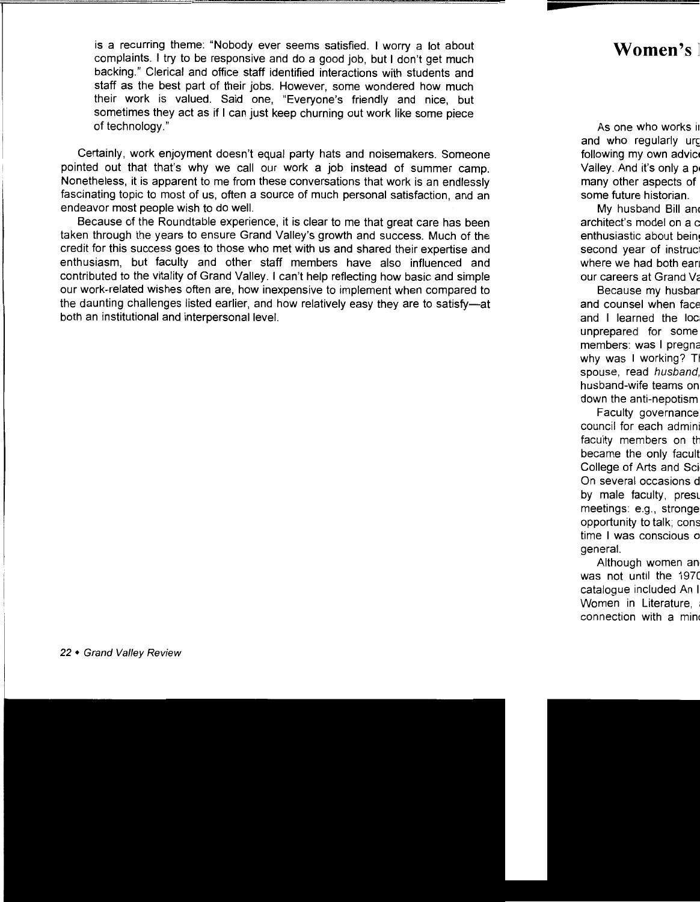is a recurring theme: "Nobody ever seems satisfied. I worry a lot about complaints. I try to be responsive and do a good job, but I don't get much backing." Clerical and office staff identified interactions with students and staff as the best part of their jobs. However, some wondered how much their work is valued. Said one, "Everyone's friendly and nice, but sometimes they act as if I can just keep churning out work like some piece of technology."

Certainly, work enjoyment doesn't equal party hats and noisemakers. Someone pointed out that that's why we call our work a job instead of summer camp. Nonetheless, it is apparent to me from these conversations that work is an endlessly fascinating topic to most of us, often a source of much personal satisfaction, and an endeavor most people wish to do well.

Because of the Roundtable experience, it is clear to me that great care has been taken through the years to ensure Grand Valley's growth and success. Much of the credit for this success goes to those who met with us and shared their expertise and enthusiasm, but faculty and other staff members have also influenced and contributed to the vitality of Grand Valley. I can't help reflecting how basic and simple our work-related wishes often are, how inexpensive to implement when compared to the daunting challenges listed earlier, and how relatively easy they are to satisfy—at both an institutional and interpersonal level.